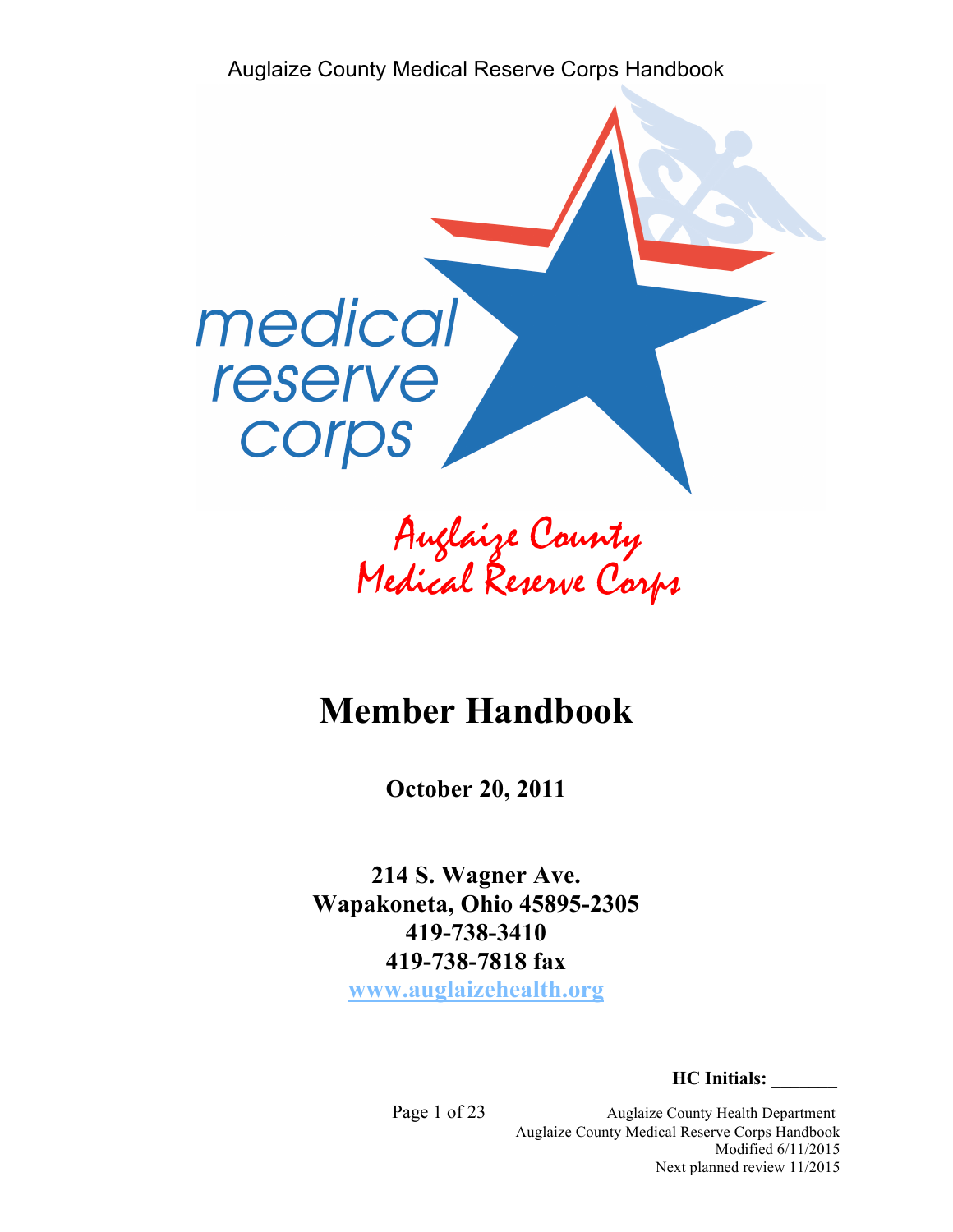medical reserve corps

Auglaize County Medical Reserve Corps

# Member Handbook

**October 20, 2011**

**214 S. Wagner Ave.**
**Wapakoneta, Ohio 45895-2305**
**419-738-3410**
**419-738-7818 fax**
**www.auglaizehealth.org**

**HC Initials: _______**

Auglaize County Health Department
Auglaize County Medical Reserve Corps Handbook
Modified 6/11/2015
Next planned review 11/2015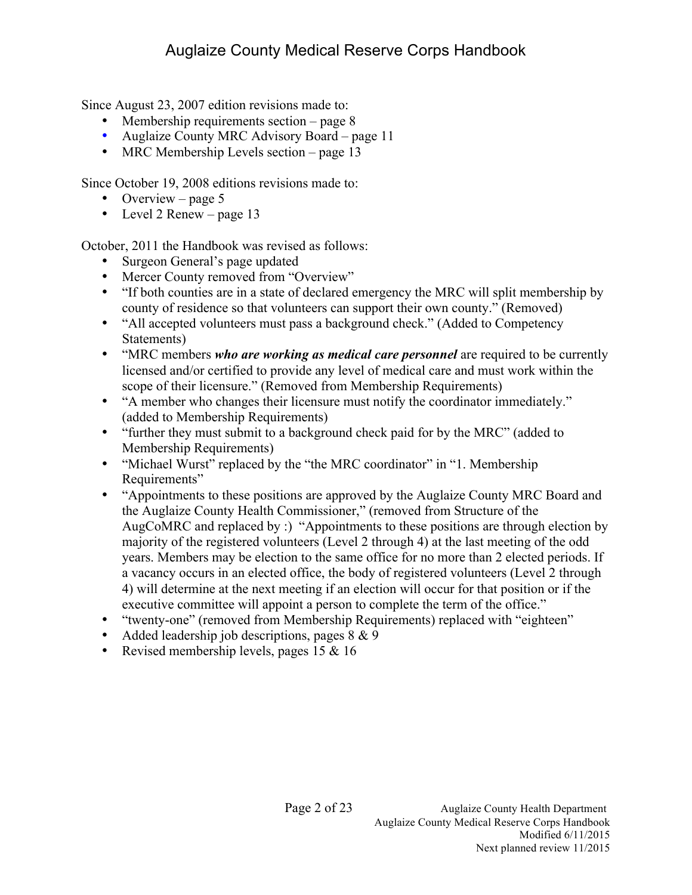Since August 23, 2007 edition revisions made to:

- Membership requirements section – page 8
- Auglaize County MRC Advisory Board – page 11
- MRC Membership Levels section – page 13

Since October 19, 2008 editions revisions made to:

- Overview – page 5
- Level 2 Renew – page 13

October, 2011 the Handbook was revised as follows:

- Surgeon General's page updated
- Mercer County removed from "Overview"
- "If both counties are in a state of declared emergency the MRC will split membership by county of residence so that volunteers can support their own county." (Removed)
- "All accepted volunteers must pass a background check." (Added to Competency Statements)
- "MRC members ***who are working as medical care personnel*** are required to be currently licensed and/or certified to provide any level of medical care and must work within the scope of their licensure." (Removed from Membership Requirements)
- "A member who changes their licensure must notify the coordinator immediately." (added to Membership Requirements)
- "further they must submit to a background check paid for by the MRC" (added to Membership Requirements)
- "Michael Wurst" replaced by the "the MRC coordinator" in "1. Membership Requirements"
- "Appointments to these positions are approved by the Auglaize County MRC Board and the Auglaize County Health Commissioner," (removed from Structure of the AugCoMRC and replaced by :) "Appointments to these positions are through election by majority of the registered volunteers (Level 2 through 4) at the last meeting of the odd years. Members may be election to the same office for no more than 2 elected periods. If a vacancy occurs in an elected office, the body of registered volunteers (Level 2 through 4) will determine at the next meeting if an election will occur for that position or if the executive committee will appoint a person to complete the term of the office."
- "twenty-one" (removed from Membership Requirements) replaced with "eighteen"
- Added leadership job descriptions, pages 8 & 9
- Revised membership levels, pages 15 & 16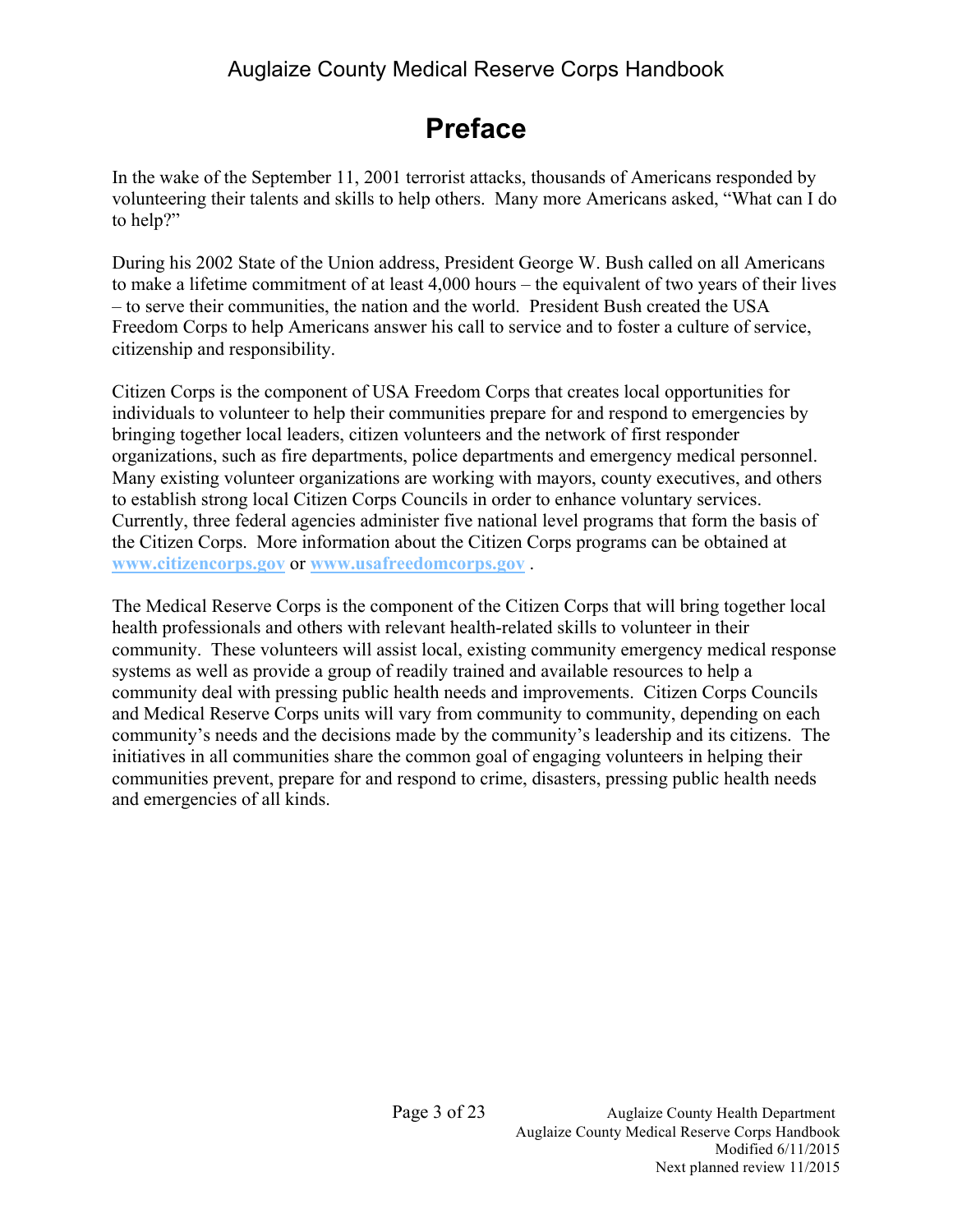# Preface

In the wake of the September 11, 2001 terrorist attacks, thousands of Americans responded by volunteering their talents and skills to help others. Many more Americans asked, "What can I do to help?"

During his 2002 State of the Union address, President George W. Bush called on all Americans to make a lifetime commitment of at least 4,000 hours – the equivalent of two years of their lives – to serve their communities, the nation and the world. President Bush created the USA Freedom Corps to help Americans answer his call to service and to foster a culture of service, citizenship and responsibility.

Citizen Corps is the component of USA Freedom Corps that creates local opportunities for individuals to volunteer to help their communities prepare for and respond to emergencies by bringing together local leaders, citizen volunteers and the network of first responder organizations, such as fire departments, police departments and emergency medical personnel. Many existing volunteer organizations are working with mayors, county executives, and others to establish strong local Citizen Corps Councils in order to enhance voluntary services. Currently, three federal agencies administer five national level programs that form the basis of the Citizen Corps. More information about the Citizen Corps programs can be obtained at **www.citizencorps.gov** or **www.usafreedomcorps.gov** .

The Medical Reserve Corps is the component of the Citizen Corps that will bring together local health professionals and others with relevant health-related skills to volunteer in their community. These volunteers will assist local, existing community emergency medical response systems as well as provide a group of readily trained and available resources to help a community deal with pressing public health needs and improvements. Citizen Corps Councils and Medical Reserve Corps units will vary from community to community, depending on each community's needs and the decisions made by the community's leadership and its citizens. The initiatives in all communities share the common goal of engaging volunteers in helping their communities prevent, prepare for and respond to crime, disasters, pressing public health needs and emergencies of all kinds.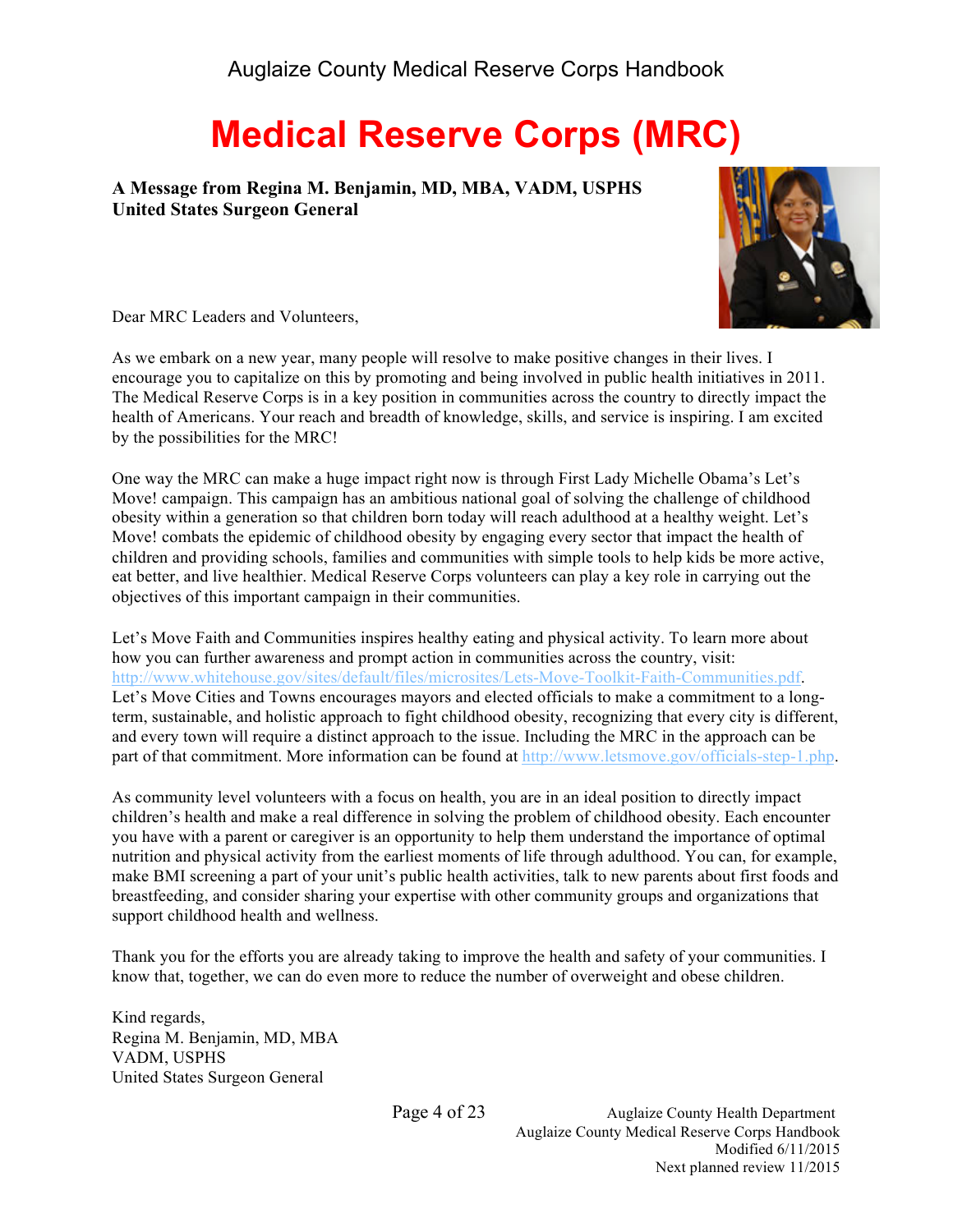# Medical Reserve Corps (MRC)

**A Message from Regina M. Benjamin, MD, MBA, VADM, USPHS**
**United States Surgeon General**

Dear MRC Leaders and Volunteers,

As we embark on a new year, many people will resolve to make positive changes in their lives. I encourage you to capitalize on this by promoting and being involved in public health initiatives in 2011. The Medical Reserve Corps is in a key position in communities across the country to directly impact the health of Americans. Your reach and breadth of knowledge, skills, and service is inspiring. I am excited by the possibilities for the MRC!

One way the MRC can make a huge impact right now is through First Lady Michelle Obama's Let's Move! campaign. This campaign has an ambitious national goal of solving the challenge of childhood obesity within a generation so that children born today will reach adulthood at a healthy weight. Let's Move! combats the epidemic of childhood obesity by engaging every sector that impact the health of children and providing schools, families and communities with simple tools to help kids be more active, eat better, and live healthier. Medical Reserve Corps volunteers can play a key role in carrying out the objectives of this important campaign in their communities.

Let's Move Faith and Communities inspires healthy eating and physical activity. To learn more about how you can further awareness and prompt action in communities across the country, visit: http://www.whitehouse.gov/sites/default/files/microsites/Lets-Move-Toolkit-Faith-Communities.pdf. Let's Move Cities and Towns encourages mayors and elected officials to make a commitment to a long-term, sustainable, and holistic approach to fight childhood obesity, recognizing that every city is different, and every town will require a distinct approach to the issue. Including the MRC in the approach can be part of that commitment. More information can be found at http://www.letsmove.gov/officials-step-1.php.

As community level volunteers with a focus on health, you are in an ideal position to directly impact children's health and make a real difference in solving the problem of childhood obesity. Each encounter you have with a parent or caregiver is an opportunity to help them understand the importance of optimal nutrition and physical activity from the earliest moments of life through adulthood. You can, for example, make BMI screening a part of your unit's public health activities, talk to new parents about first foods and breastfeeding, and consider sharing your expertise with other community groups and organizations that support childhood health and wellness.

Thank you for the efforts you are already taking to improve the health and safety of your communities. I know that, together, we can do even more to reduce the number of overweight and obese children.

Kind regards,
Regina M. Benjamin, MD, MBA
VADM, USPHS
United States Surgeon General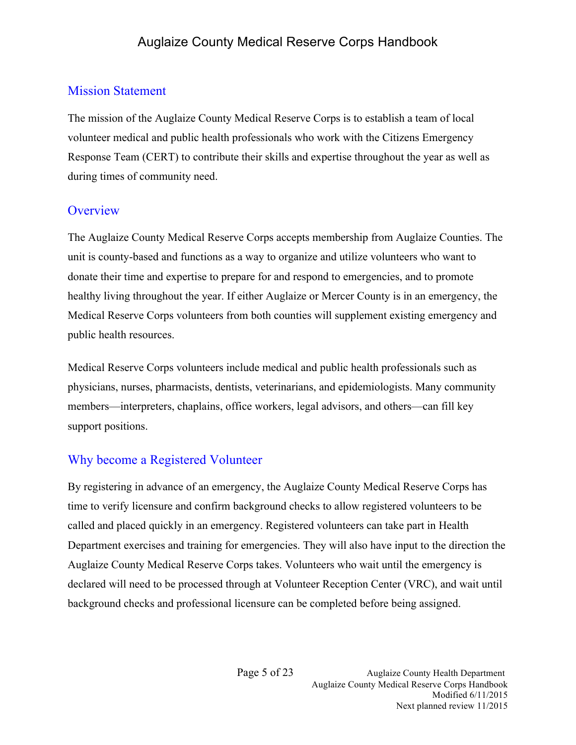## Mission Statement

The mission of the Auglaize County Medical Reserve Corps is to establish a team of local volunteer medical and public health professionals who work with the Citizens Emergency Response Team (CERT) to contribute their skills and expertise throughout the year as well as during times of community need.

## Overview

The Auglaize County Medical Reserve Corps accepts membership from Auglaize Counties. The unit is county-based and functions as a way to organize and utilize volunteers who want to donate their time and expertise to prepare for and respond to emergencies, and to promote healthy living throughout the year. If either Auglaize or Mercer County is in an emergency, the Medical Reserve Corps volunteers from both counties will supplement existing emergency and public health resources.

Medical Reserve Corps volunteers include medical and public health professionals such as physicians, nurses, pharmacists, dentists, veterinarians, and epidemiologists. Many community members—interpreters, chaplains, office workers, legal advisors, and others—can fill key support positions.

## Why become a Registered Volunteer

By registering in advance of an emergency, the Auglaize County Medical Reserve Corps has time to verify licensure and confirm background checks to allow registered volunteers to be called and placed quickly in an emergency. Registered volunteers can take part in Health Department exercises and training for emergencies. They will also have input to the direction the Auglaize County Medical Reserve Corps takes. Volunteers who wait until the emergency is declared will need to be processed through at Volunteer Reception Center (VRC), and wait until background checks and professional licensure can be completed before being assigned.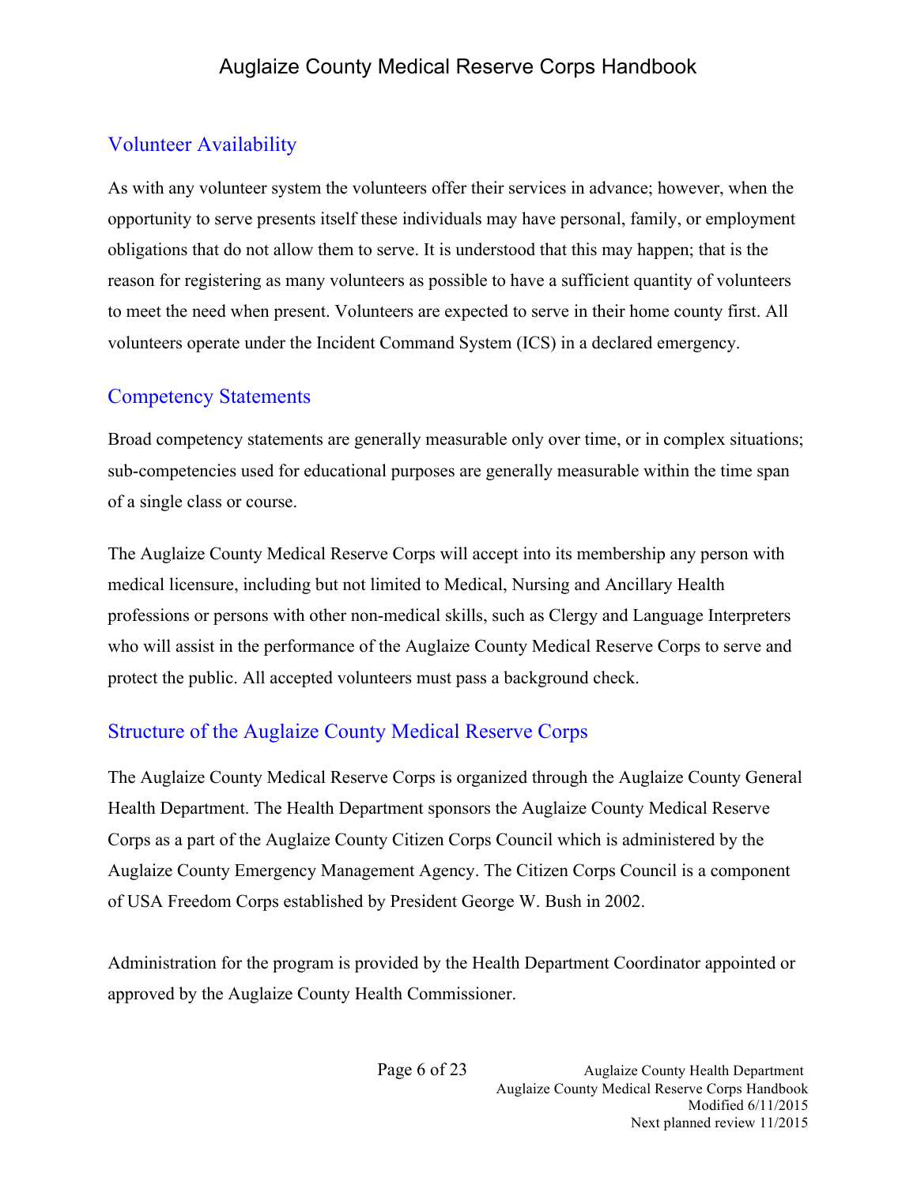## Volunteer Availability

As with any volunteer system the volunteers offer their services in advance; however, when the opportunity to serve presents itself these individuals may have personal, family, or employment obligations that do not allow them to serve. It is understood that this may happen; that is the reason for registering as many volunteers as possible to have a sufficient quantity of volunteers to meet the need when present. Volunteers are expected to serve in their home county first. All volunteers operate under the Incident Command System (ICS) in a declared emergency.

## Competency Statements

Broad competency statements are generally measurable only over time, or in complex situations; sub-competencies used for educational purposes are generally measurable within the time span of a single class or course.

The Auglaize County Medical Reserve Corps will accept into its membership any person with medical licensure, including but not limited to Medical, Nursing and Ancillary Health professions or persons with other non-medical skills, such as Clergy and Language Interpreters who will assist in the performance of the Auglaize County Medical Reserve Corps to serve and protect the public. All accepted volunteers must pass a background check.

## Structure of the Auglaize County Medical Reserve Corps

The Auglaize County Medical Reserve Corps is organized through the Auglaize County General Health Department. The Health Department sponsors the Auglaize County Medical Reserve Corps as a part of the Auglaize County Citizen Corps Council which is administered by the Auglaize County Emergency Management Agency. The Citizen Corps Council is a component of USA Freedom Corps established by President George W. Bush in 2002.

Administration for the program is provided by the Health Department Coordinator appointed or approved by the Auglaize County Health Commissioner.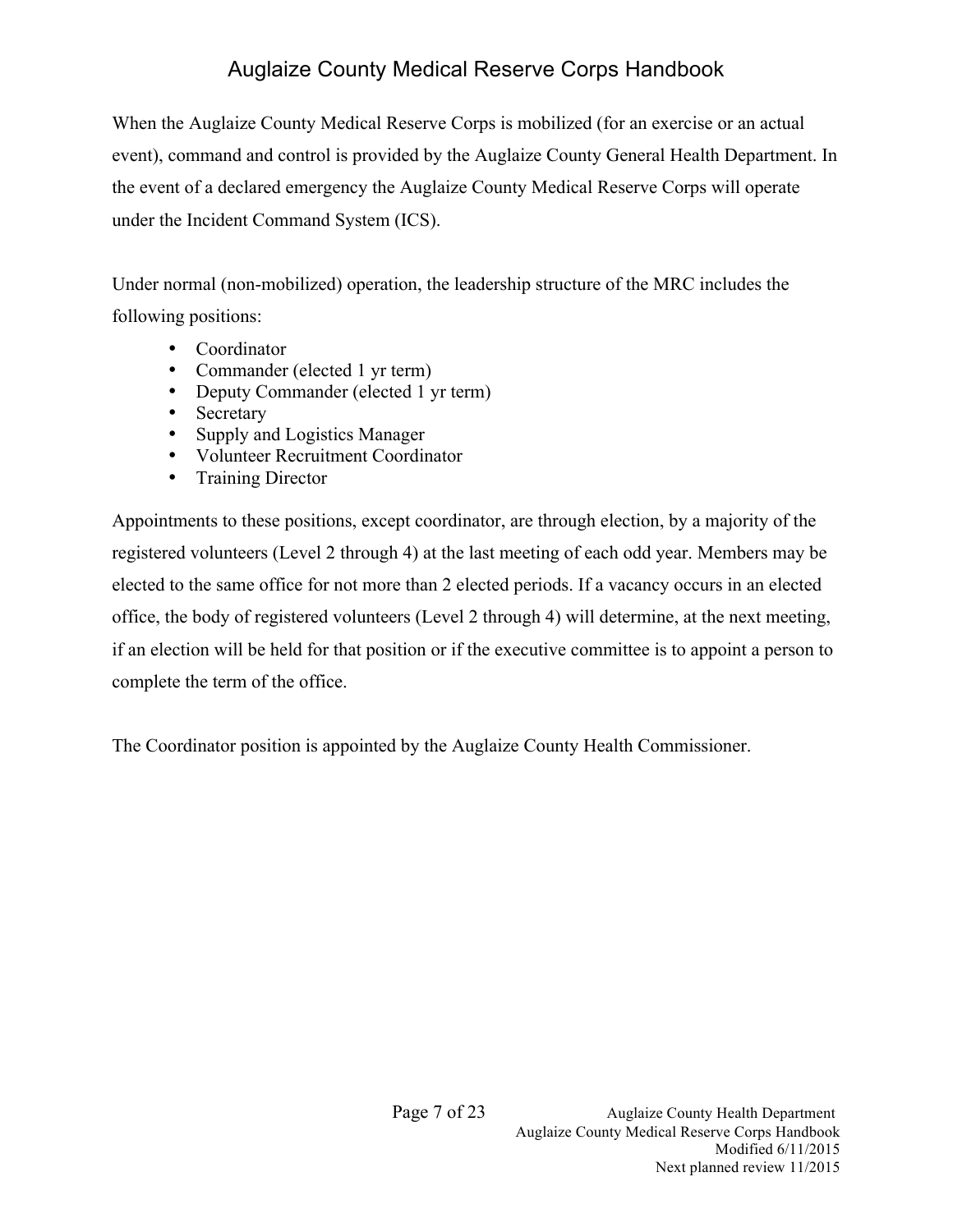When the Auglaize County Medical Reserve Corps is mobilized (for an exercise or an actual event), command and control is provided by the Auglaize County General Health Department. In the event of a declared emergency the Auglaize County Medical Reserve Corps will operate under the Incident Command System (ICS).

Under normal (non-mobilized) operation, the leadership structure of the MRC includes the following positions:

- Coordinator
- Commander (elected 1 yr term)
- Deputy Commander (elected 1 yr term)
- Secretary
- Supply and Logistics Manager
- Volunteer Recruitment Coordinator
- Training Director

Appointments to these positions, except coordinator, are through election, by a majority of the registered volunteers (Level 2 through 4) at the last meeting of each odd year. Members may be elected to the same office for not more than 2 elected periods. If a vacancy occurs in an elected office, the body of registered volunteers (Level 2 through 4) will determine, at the next meeting, if an election will be held for that position or if the executive committee is to appoint a person to complete the term of the office.

The Coordinator position is appointed by the Auglaize County Health Commissioner.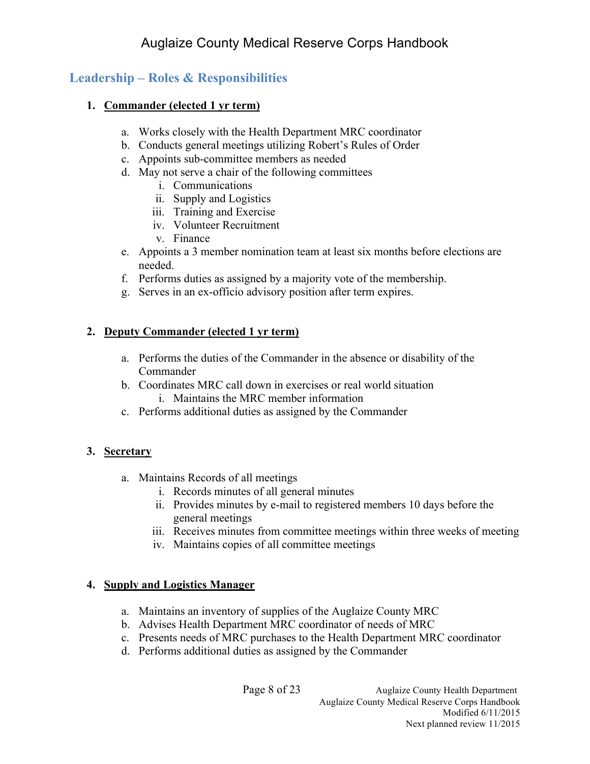## Leadership – Roles & Responsibilities

1. **<u>Commander (elected 1 yr term)</u>**

    a. Works closely with the Health Department MRC coordinator
    b. Conducts general meetings utilizing Robert's Rules of Order
    c. Appoints sub-committee members as needed
    d. May not serve a chair of the following committees
        i. Communications
        ii. Supply and Logistics
        iii. Training and Exercise
        iv. Volunteer Recruitment
        v. Finance
    e. Appoints a 3 member nomination team at least six months before elections are needed.
    f. Performs duties as assigned by a majority vote of the membership.
    g. Serves in an ex-officio advisory position after term expires.

2. **<u>Deputy Commander (elected 1 yr term)</u>**

    a. Performs the duties of the Commander in the absence or disability of the Commander
    b. Coordinates MRC call down in exercises or real world situation
        i. Maintains the MRC member information
    c. Performs additional duties as assigned by the Commander

3. **<u>Secretary</u>**

    a. Maintains Records of all meetings
        i. Records minutes of all general minutes
        ii. Provides minutes by e-mail to registered members 10 days before the general meetings
        iii. Receives minutes from committee meetings within three weeks of meeting
        iv. Maintains copies of all committee meetings

4. **<u>Supply and Logistics Manager</u>**

    a. Maintains an inventory of supplies of the Auglaize County MRC
    b. Advises Health Department MRC coordinator of needs of MRC
    c. Presents needs of MRC purchases to the Health Department MRC coordinator
    d. Performs additional duties as assigned by the Commander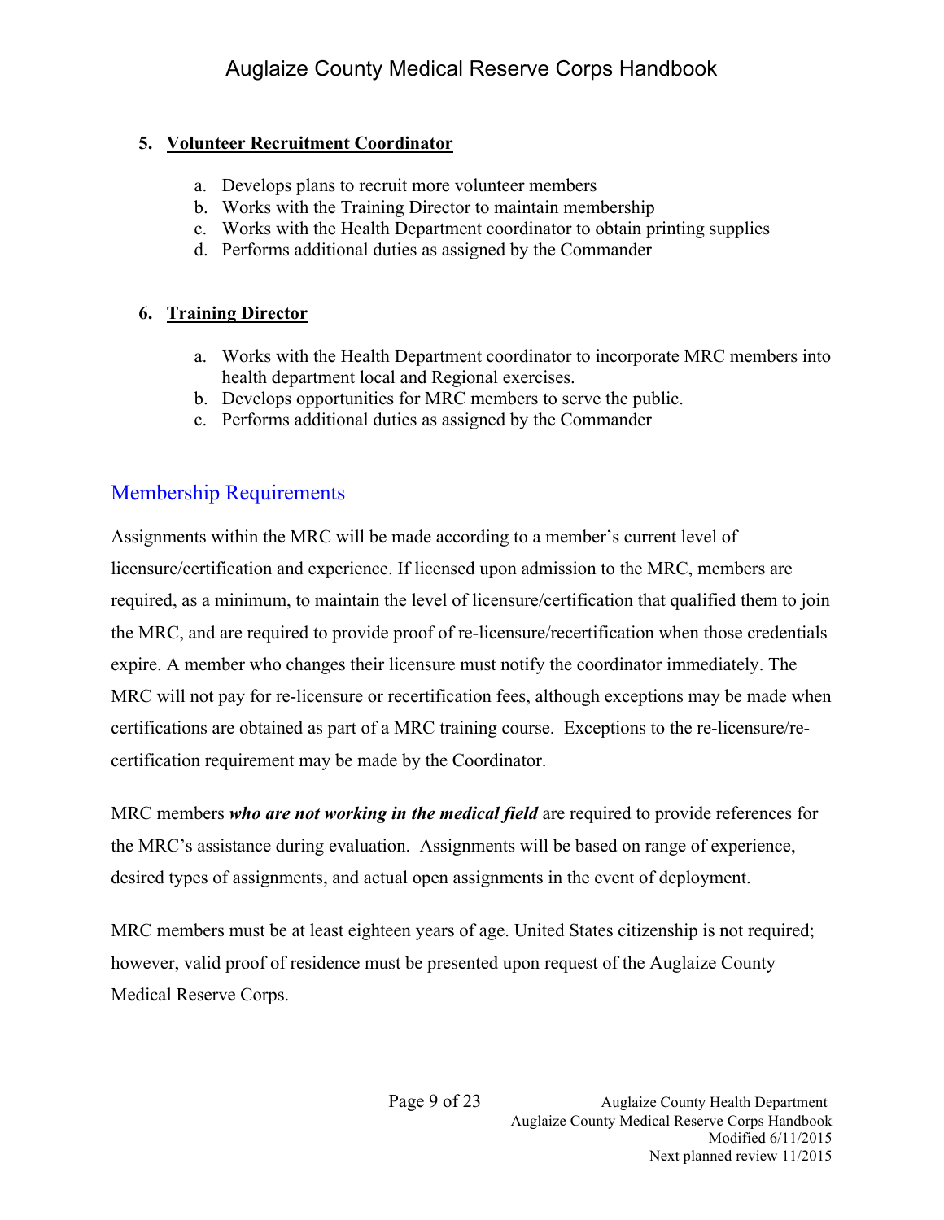5. **Volunteer Recruitment Coordinator**

    a. Develops plans to recruit more volunteer members
    b. Works with the Training Director to maintain membership
    c. Works with the Health Department coordinator to obtain printing supplies
    d. Performs additional duties as assigned by the Commander

6. **Training Director**

    a. Works with the Health Department coordinator to incorporate MRC members into health department local and Regional exercises.
    b. Develops opportunities for MRC members to serve the public.
    c. Performs additional duties as assigned by the Commander

## Membership Requirements

Assignments within the MRC will be made according to a member's current level of licensure/certification and experience. If licensed upon admission to the MRC, members are required, as a minimum, to maintain the level of licensure/certification that qualified them to join the MRC, and are required to provide proof of re-licensure/recertification when those credentials expire. A member who changes their licensure must notify the coordinator immediately. The MRC will not pay for re-licensure or recertification fees, although exceptions may be made when certifications are obtained as part of a MRC training course. Exceptions to the re-licensure/re-certification requirement may be made by the Coordinator.

MRC members ***who are not working in the medical field*** are required to provide references for the MRC's assistance during evaluation. Assignments will be based on range of experience, desired types of assignments, and actual open assignments in the event of deployment.

MRC members must be at least eighteen years of age. United States citizenship is not required; however, valid proof of residence must be presented upon request of the Auglaize County Medical Reserve Corps.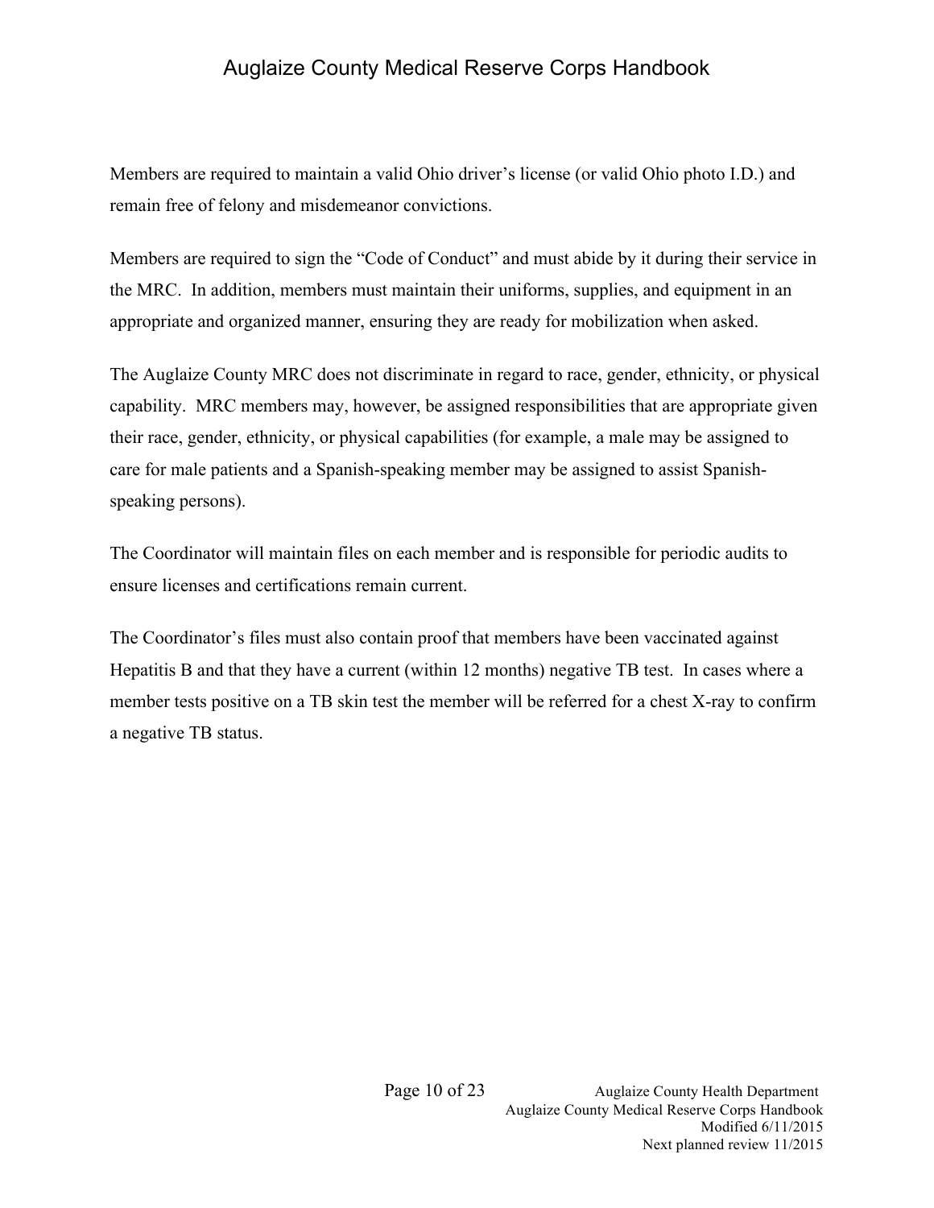Members are required to maintain a valid Ohio driver's license (or valid Ohio photo I.D.) and remain free of felony and misdemeanor convictions.

Members are required to sign the "Code of Conduct" and must abide by it during their service in the MRC. In addition, members must maintain their uniforms, supplies, and equipment in an appropriate and organized manner, ensuring they are ready for mobilization when asked.

The Auglaize County MRC does not discriminate in regard to race, gender, ethnicity, or physical capability. MRC members may, however, be assigned responsibilities that are appropriate given their race, gender, ethnicity, or physical capabilities (for example, a male may be assigned to care for male patients and a Spanish-speaking member may be assigned to assist Spanish-speaking persons).

The Coordinator will maintain files on each member and is responsible for periodic audits to ensure licenses and certifications remain current.

The Coordinator's files must also contain proof that members have been vaccinated against Hepatitis B and that they have a current (within 12 months) negative TB test. In cases where a member tests positive on a TB skin test the member will be referred for a chest X-ray to confirm a negative TB status.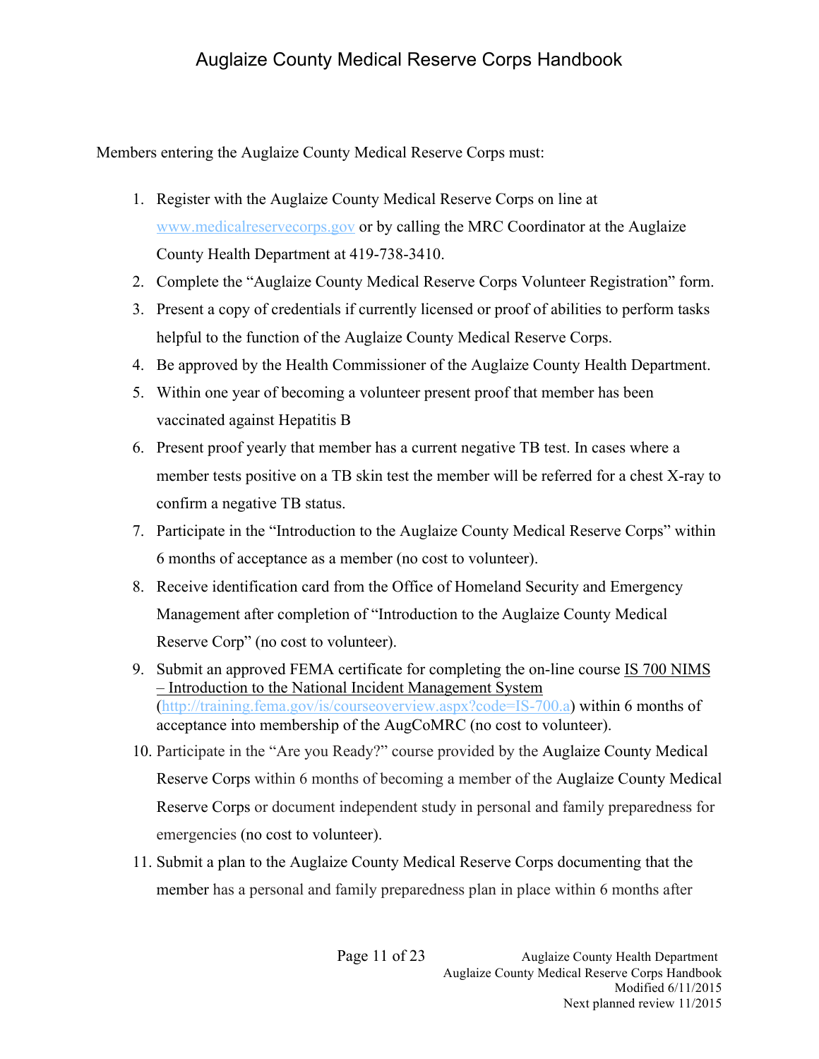Members entering the Auglaize County Medical Reserve Corps must:

1. Register with the Auglaize County Medical Reserve Corps on line at www.medicalreservecorps.gov or by calling the MRC Coordinator at the Auglaize County Health Department at 419-738-3410.
2. Complete the "Auglaize County Medical Reserve Corps Volunteer Registration" form.
3. Present a copy of credentials if currently licensed or proof of abilities to perform tasks helpful to the function of the Auglaize County Medical Reserve Corps.
4. Be approved by the Health Commissioner of the Auglaize County Health Department.
5. Within one year of becoming a volunteer present proof that member has been vaccinated against Hepatitis B
6. Present proof yearly that member has a current negative TB test. In cases where a member tests positive on a TB skin test the member will be referred for a chest X-ray to confirm a negative TB status.
7. Participate in the "Introduction to the Auglaize County Medical Reserve Corps" within 6 months of acceptance as a member (no cost to volunteer).
8. Receive identification card from the Office of Homeland Security and Emergency Management after completion of "Introduction to the Auglaize County Medical Reserve Corp" (no cost to volunteer).
9. Submit an approved FEMA certificate for completing the on-line course IS 700 NIMS – Introduction to the National Incident Management System (http://training.fema.gov/is/courseoverview.aspx?code=IS-700.a) within 6 months of acceptance into membership of the AugCoMRC (no cost to volunteer).
10. Participate in the "Are you Ready?" course provided by the Auglaize County Medical Reserve Corps within 6 months of becoming a member of the Auglaize County Medical Reserve Corps or document independent study in personal and family preparedness for emergencies (no cost to volunteer).
11. Submit a plan to the Auglaize County Medical Reserve Corps documenting that the member has a personal and family preparedness plan in place within 6 months after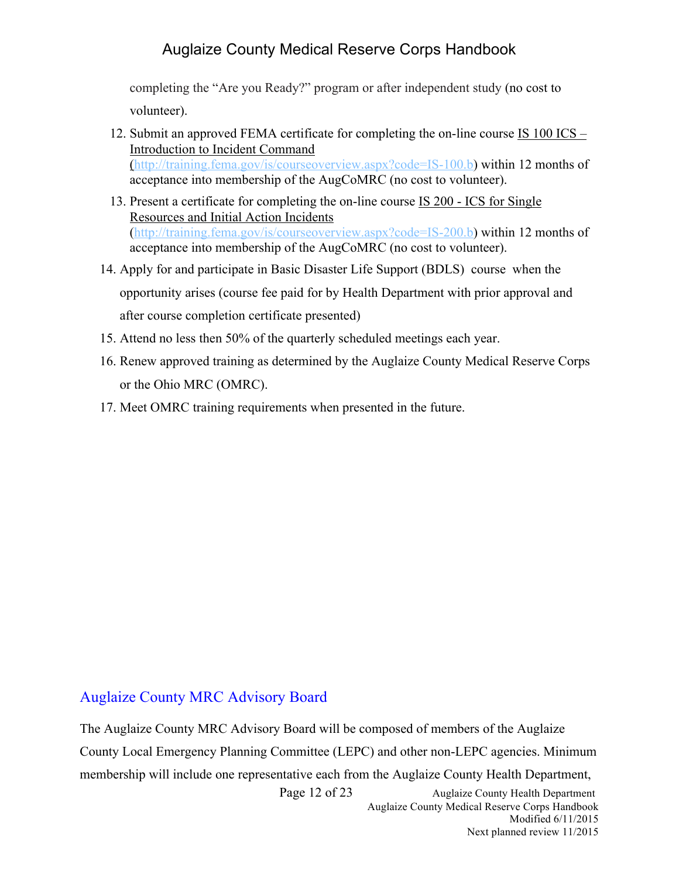completing the "Are you Ready?" program or after independent study (no cost to volunteer).

12. Submit an approved FEMA certificate for completing the on-line course IS 100 ICS – Introduction to Incident Command (http://training.fema.gov/is/courseoverview.aspx?code=IS-100.b) within 12 months of acceptance into membership of the AugCoMRC (no cost to volunteer).
13. Present a certificate for completing the on-line course IS 200 - ICS for Single Resources and Initial Action Incidents (http://training.fema.gov/is/courseoverview.aspx?code=IS-200.b) within 12 months of acceptance into membership of the AugCoMRC (no cost to volunteer).
14. Apply for and participate in Basic Disaster Life Support (BDLS) course when the opportunity arises (course fee paid for by Health Department with prior approval and after course completion certificate presented)
15. Attend no less then 50% of the quarterly scheduled meetings each year.
16. Renew approved training as determined by the Auglaize County Medical Reserve Corps or the Ohio MRC (OMRC).
17. Meet OMRC training requirements when presented in the future.

## Auglaize County MRC Advisory Board

The Auglaize County MRC Advisory Board will be composed of members of the Auglaize County Local Emergency Planning Committee (LEPC) and other non-LEPC agencies. Minimum membership will include one representative each from the Auglaize County Health Department,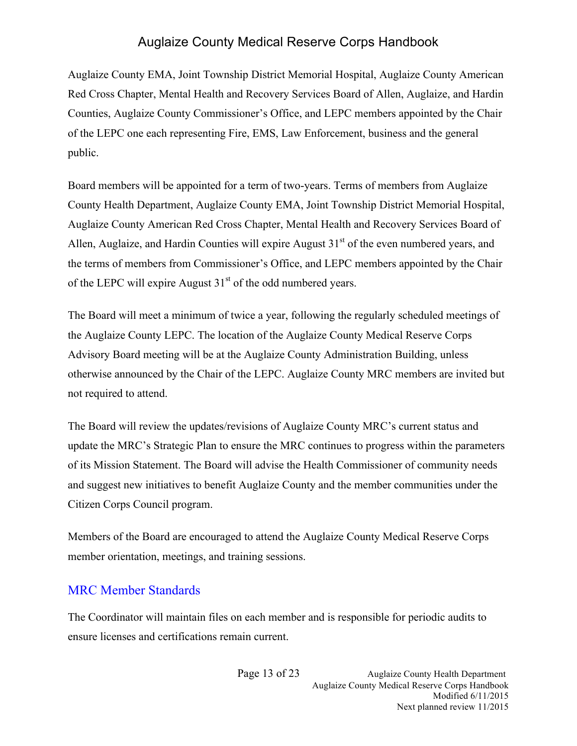Auglaize County EMA, Joint Township District Memorial Hospital, Auglaize County American Red Cross Chapter, Mental Health and Recovery Services Board of Allen, Auglaize, and Hardin Counties, Auglaize County Commissioner's Office, and LEPC members appointed by the Chair of the LEPC one each representing Fire, EMS, Law Enforcement, business and the general public.

Board members will be appointed for a term of two-years. Terms of members from Auglaize County Health Department, Auglaize County EMA, Joint Township District Memorial Hospital, Auglaize County American Red Cross Chapter, Mental Health and Recovery Services Board of Allen, Auglaize, and Hardin Counties will expire August 31st of the even numbered years, and the terms of members from Commissioner's Office, and LEPC members appointed by the Chair of the LEPC will expire August 31st of the odd numbered years.

The Board will meet a minimum of twice a year, following the regularly scheduled meetings of the Auglaize County LEPC. The location of the Auglaize County Medical Reserve Corps Advisory Board meeting will be at the Auglaize County Administration Building, unless otherwise announced by the Chair of the LEPC. Auglaize County MRC members are invited but not required to attend.

The Board will review the updates/revisions of Auglaize County MRC's current status and update the MRC's Strategic Plan to ensure the MRC continues to progress within the parameters of its Mission Statement. The Board will advise the Health Commissioner of community needs and suggest new initiatives to benefit Auglaize County and the member communities under the Citizen Corps Council program.

Members of the Board are encouraged to attend the Auglaize County Medical Reserve Corps member orientation, meetings, and training sessions.

## MRC Member Standards

The Coordinator will maintain files on each member and is responsible for periodic audits to ensure licenses and certifications remain current.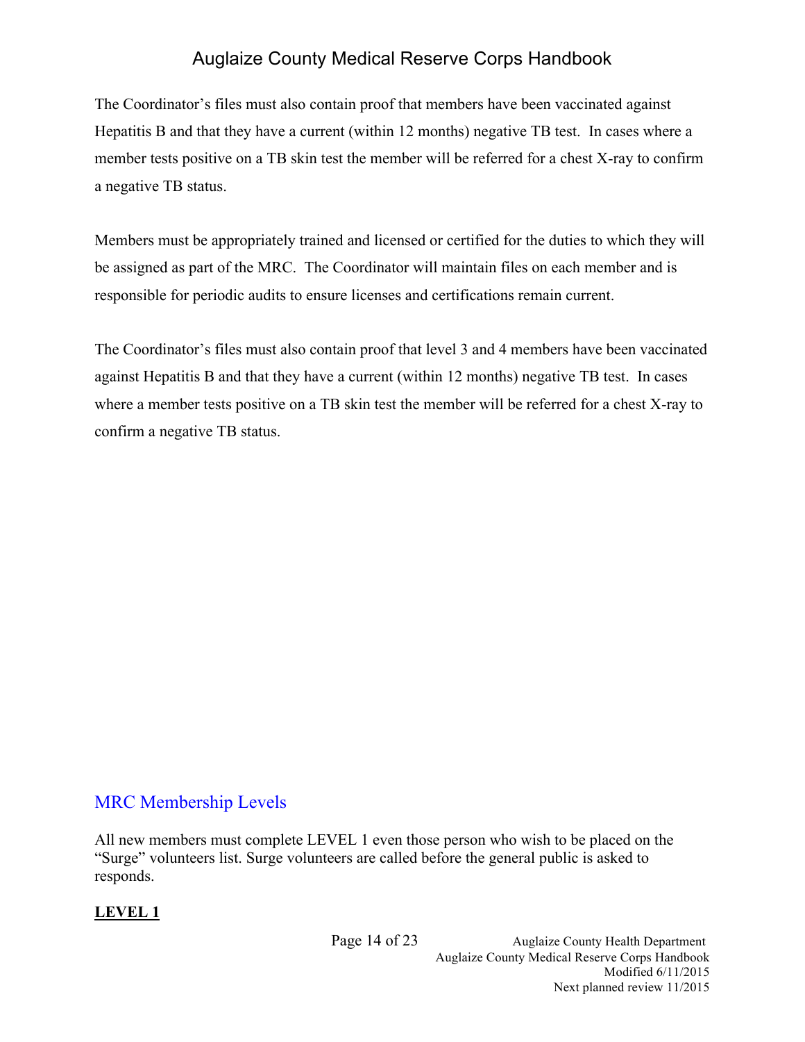The Coordinator's files must also contain proof that members have been vaccinated against Hepatitis B and that they have a current (within 12 months) negative TB test. In cases where a member tests positive on a TB skin test the member will be referred for a chest X-ray to confirm a negative TB status.

Members must be appropriately trained and licensed or certified for the duties to which they will be assigned as part of the MRC. The Coordinator will maintain files on each member and is responsible for periodic audits to ensure licenses and certifications remain current.

The Coordinator's files must also contain proof that level 3 and 4 members have been vaccinated against Hepatitis B and that they have a current (within 12 months) negative TB test. In cases where a member tests positive on a TB skin test the member will be referred for a chest X-ray to confirm a negative TB status.

## MRC Membership Levels

All new members must complete LEVEL 1 even those person who wish to be placed on the "Surge" volunteers list. Surge volunteers are called before the general public is asked to responds.

**LEVEL 1**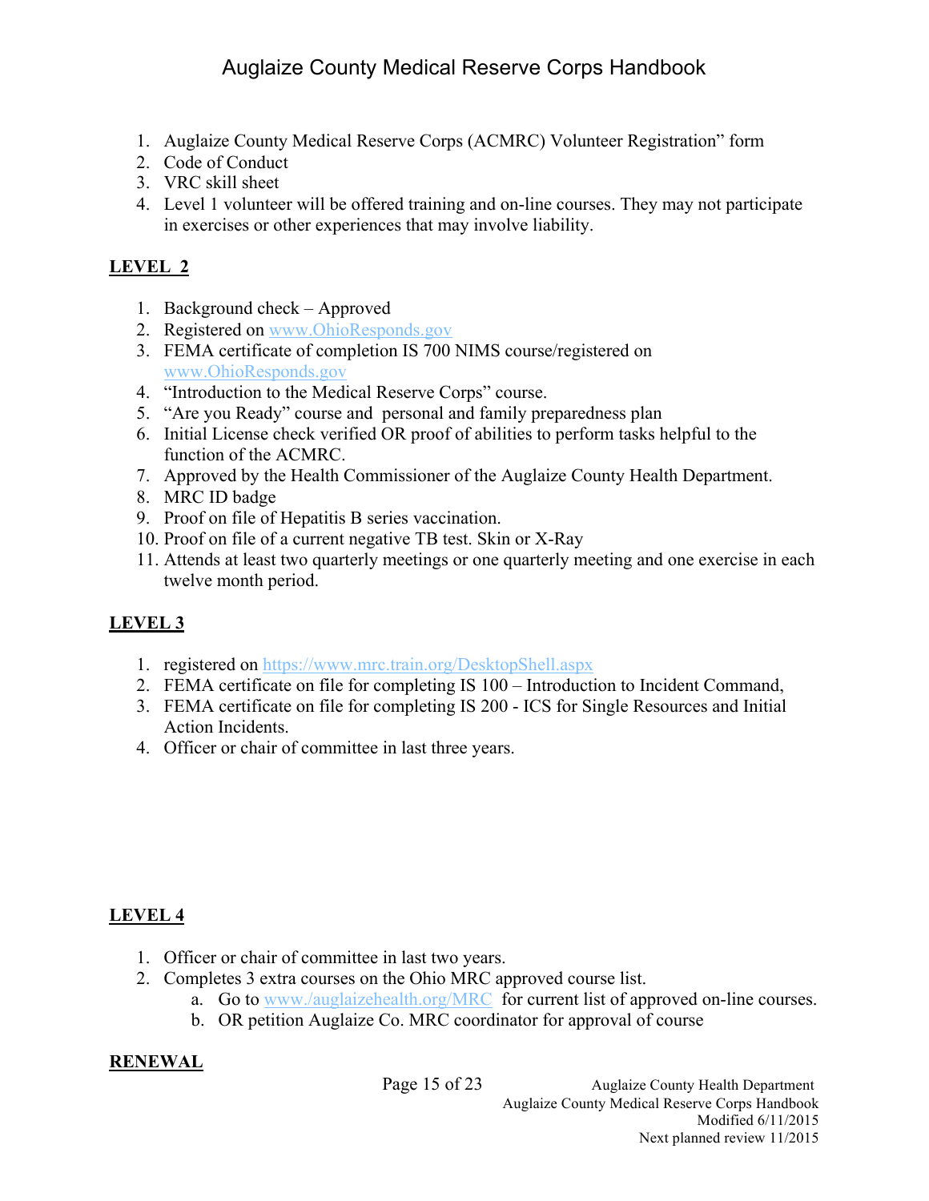1. Auglaize County Medical Reserve Corps (ACMRC) Volunteer Registration" form
2. Code of Conduct
3. VRC skill sheet
4. Level 1 volunteer will be offered training and on-line courses. They may not participate in exercises or other experiences that may involve liability.

**LEVEL 2**

1. Background check – Approved
2. Registered on www.OhioResponds.gov
3. FEMA certificate of completion IS 700 NIMS course/registered on www.OhioResponds.gov
4. "Introduction to the Medical Reserve Corps" course.
5. "Are you Ready" course and personal and family preparedness plan
6. Initial License check verified OR proof of abilities to perform tasks helpful to the function of the ACMRC.
7. Approved by the Health Commissioner of the Auglaize County Health Department.
8. MRC ID badge
9. Proof on file of Hepatitis B series vaccination.
10. Proof on file of a current negative TB test. Skin or X-Ray
11. Attends at least two quarterly meetings or one quarterly meeting and one exercise in each twelve month period.

**LEVEL 3**

1. registered on https://www.mrc.train.org/DesktopShell.aspx
2. FEMA certificate on file for completing IS 100 – Introduction to Incident Command,
3. FEMA certificate on file for completing IS 200 - ICS for Single Resources and Initial Action Incidents.
4. Officer or chair of committee in last three years.

**LEVEL 4**

1. Officer or chair of committee in last two years.
2. Completes 3 extra courses on the Ohio MRC approved course list.
   a. Go to www./auglaizehealth.org/MRC for current list of approved on-line courses.
   b. OR petition Auglaize Co. MRC coordinator for approval of course

**RENEWAL**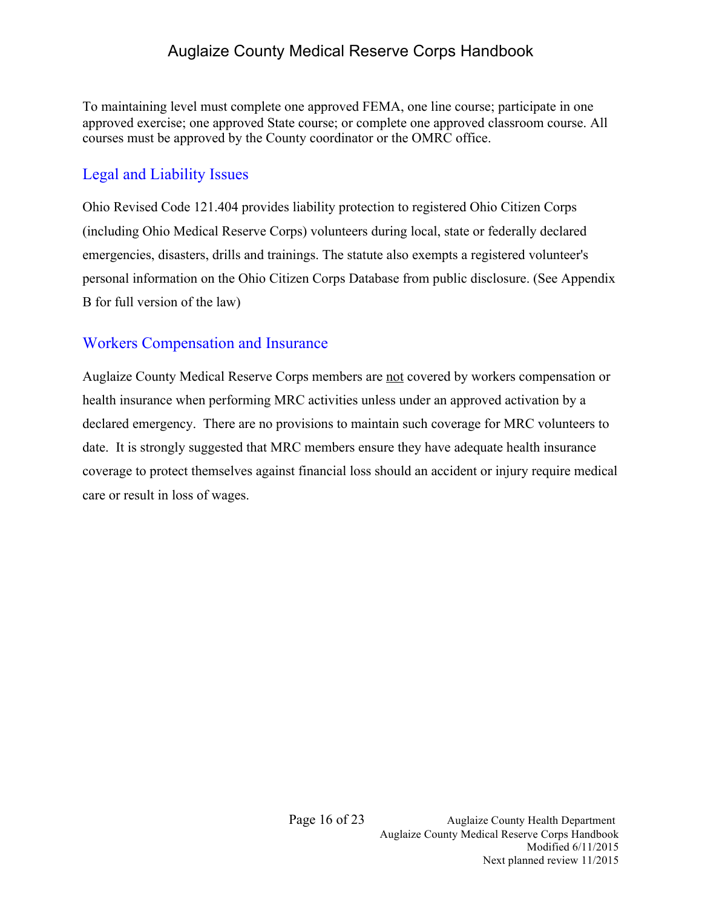To maintaining level must complete one approved FEMA, one line course; participate in one approved exercise; one approved State course; or complete one approved classroom course. All courses must be approved by the County coordinator or the OMRC office.

## Legal and Liability Issues

Ohio Revised Code 121.404 provides liability protection to registered Ohio Citizen Corps (including Ohio Medical Reserve Corps) volunteers during local, state or federally declared emergencies, disasters, drills and trainings. The statute also exempts a registered volunteer's personal information on the Ohio Citizen Corps Database from public disclosure. (See Appendix B for full version of the law)

## Workers Compensation and Insurance

Auglaize County Medical Reserve Corps members are <u>not</u> covered by workers compensation or health insurance when performing MRC activities unless under an approved activation by a declared emergency. There are no provisions to maintain such coverage for MRC volunteers to date. It is strongly suggested that MRC members ensure they have adequate health insurance coverage to protect themselves against financial loss should an accident or injury require medical care or result in loss of wages.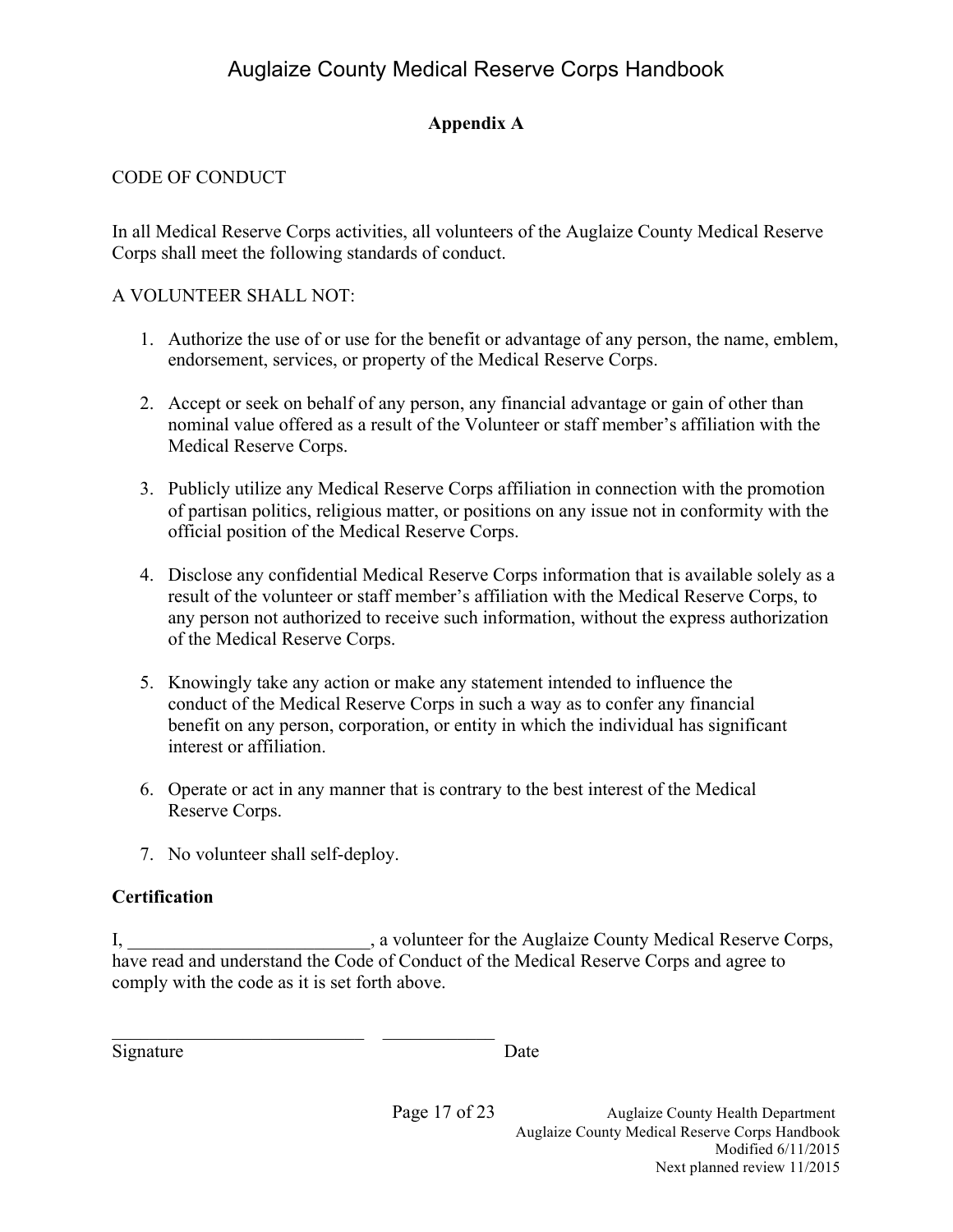## Appendix A

CODE OF CONDUCT

In all Medical Reserve Corps activities, all volunteers of the Auglaize County Medical Reserve Corps shall meet the following standards of conduct.

A VOLUNTEER SHALL NOT:

1. Authorize the use of or use for the benefit or advantage of any person, the name, emblem, endorsement, services, or property of the Medical Reserve Corps.

2. Accept or seek on behalf of any person, any financial advantage or gain of other than nominal value offered as a result of the Volunteer or staff member's affiliation with the Medical Reserve Corps.

3. Publicly utilize any Medical Reserve Corps affiliation in connection with the promotion of partisan politics, religious matter, or positions on any issue not in conformity with the official position of the Medical Reserve Corps.

4. Disclose any confidential Medical Reserve Corps information that is available solely as a result of the volunteer or staff member's affiliation with the Medical Reserve Corps, to any person not authorized to receive such information, without the express authorization of the Medical Reserve Corps.

5. Knowingly take any action or make any statement intended to influence the conduct of the Medical Reserve Corps in such a way as to confer any financial benefit on any person, corporation, or entity in which the individual has significant interest or affiliation.

6. Operate or act in any manner that is contrary to the best interest of the Medical Reserve Corps.

7. No volunteer shall self-deploy.

**Certification**

I, __________________________, a volunteer for the Auglaize County Medical Reserve Corps, have read and understand the Code of Conduct of the Medical Reserve Corps and agree to comply with the code as it is set forth above.

____________________________ ____________

Signature Date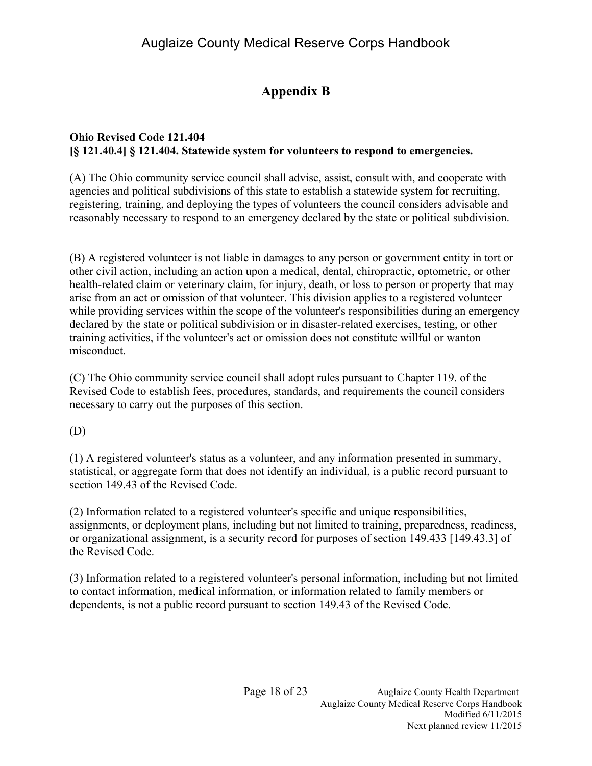# Appendix B

**Ohio Revised Code 121.404**
**[§ 121.40.4] § 121.404. Statewide system for volunteers to respond to emergencies.**

(A) The Ohio community service council shall advise, assist, consult with, and cooperate with agencies and political subdivisions of this state to establish a statewide system for recruiting, registering, training, and deploying the types of volunteers the council considers advisable and reasonably necessary to respond to an emergency declared by the state or political subdivision.

(B) A registered volunteer is not liable in damages to any person or government entity in tort or other civil action, including an action upon a medical, dental, chiropractic, optometric, or other health-related claim or veterinary claim, for injury, death, or loss to person or property that may arise from an act or omission of that volunteer. This division applies to a registered volunteer while providing services within the scope of the volunteer's responsibilities during an emergency declared by the state or political subdivision or in disaster-related exercises, testing, or other training activities, if the volunteer's act or omission does not constitute willful or wanton misconduct.

(C) The Ohio community service council shall adopt rules pursuant to Chapter 119. of the Revised Code to establish fees, procedures, standards, and requirements the council considers necessary to carry out the purposes of this section.

(D)

(1) A registered volunteer's status as a volunteer, and any information presented in summary, statistical, or aggregate form that does not identify an individual, is a public record pursuant to section 149.43 of the Revised Code.

(2) Information related to a registered volunteer's specific and unique responsibilities, assignments, or deployment plans, including but not limited to training, preparedness, readiness, or organizational assignment, is a security record for purposes of section 149.433 [149.43.3] of the Revised Code.

(3) Information related to a registered volunteer's personal information, including but not limited to contact information, medical information, or information related to family members or dependents, is not a public record pursuant to section 149.43 of the Revised Code.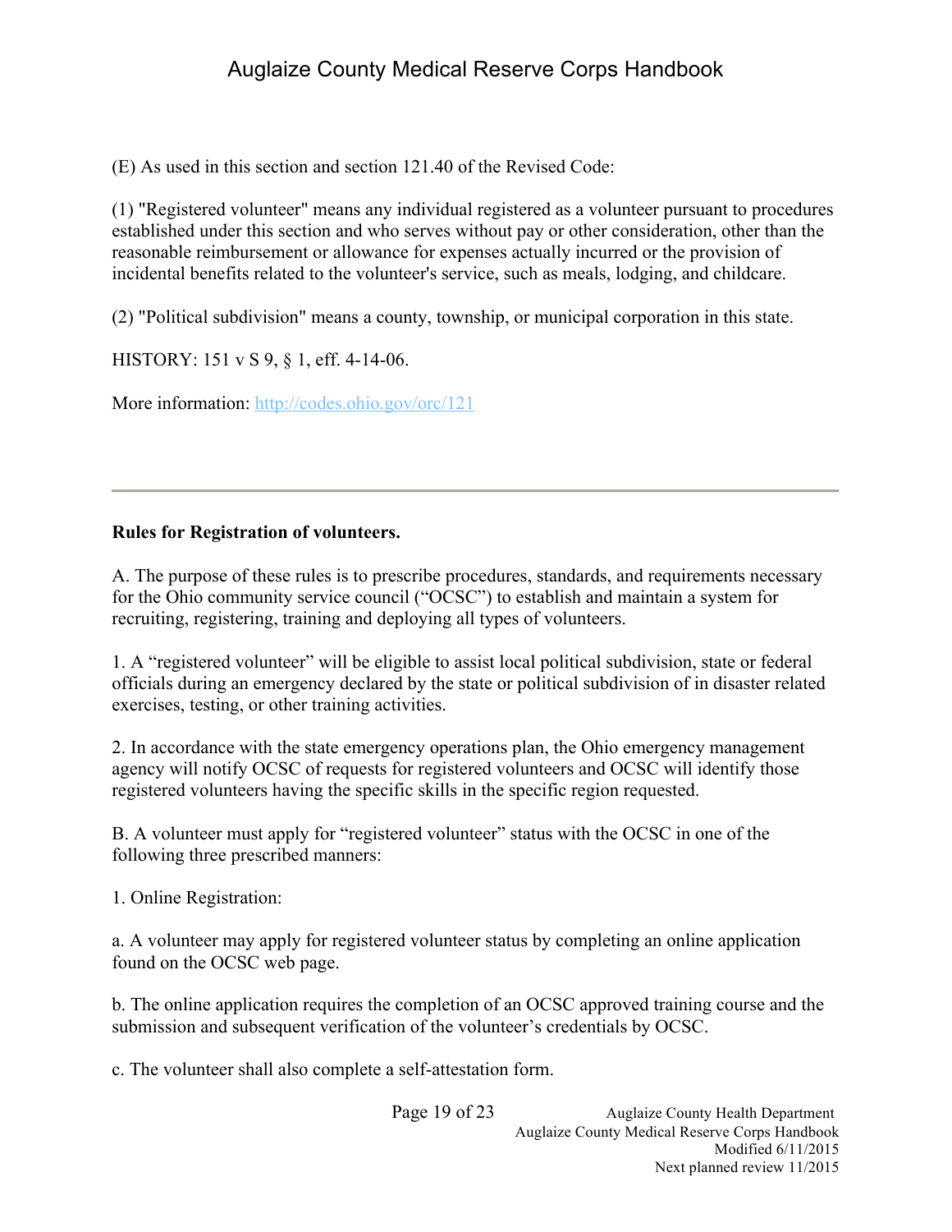(E) As used in this section and section 121.40 of the Revised Code:

(1) "Registered volunteer" means any individual registered as a volunteer pursuant to procedures established under this section and who serves without pay or other consideration, other than the reasonable reimbursement or allowance for expenses actually incurred or the provision of incidental benefits related to the volunteer's service, such as meals, lodging, and childcare.

(2) "Political subdivision" means a county, township, or municipal corporation in this state.

HISTORY: 151 v S 9, § 1, eff. 4-14-06.

More information: [http://codes.ohio.gov/orc/121](http://codes.ohio.gov/orc/121)

---

**Rules for Registration of volunteers.**

A. The purpose of these rules is to prescribe procedures, standards, and requirements necessary for the Ohio community service council ("OCSC") to establish and maintain a system for recruiting, registering, training and deploying all types of volunteers.

1. A "registered volunteer" will be eligible to assist local political subdivision, state or federal officials during an emergency declared by the state or political subdivision of in disaster related exercises, testing, or other training activities.

2. In accordance with the state emergency operations plan, the Ohio emergency management agency will notify OCSC of requests for registered volunteers and OCSC will identify those registered volunteers having the specific skills in the specific region requested.

B. A volunteer must apply for "registered volunteer" status with the OCSC in one of the following three prescribed manners:

1. Online Registration:

a. A volunteer may apply for registered volunteer status by completing an online application found on the OCSC web page.

b. The online application requires the completion of an OCSC approved training course and the submission and subsequent verification of the volunteer's credentials by OCSC.

c. The volunteer shall also complete a self-attestation form.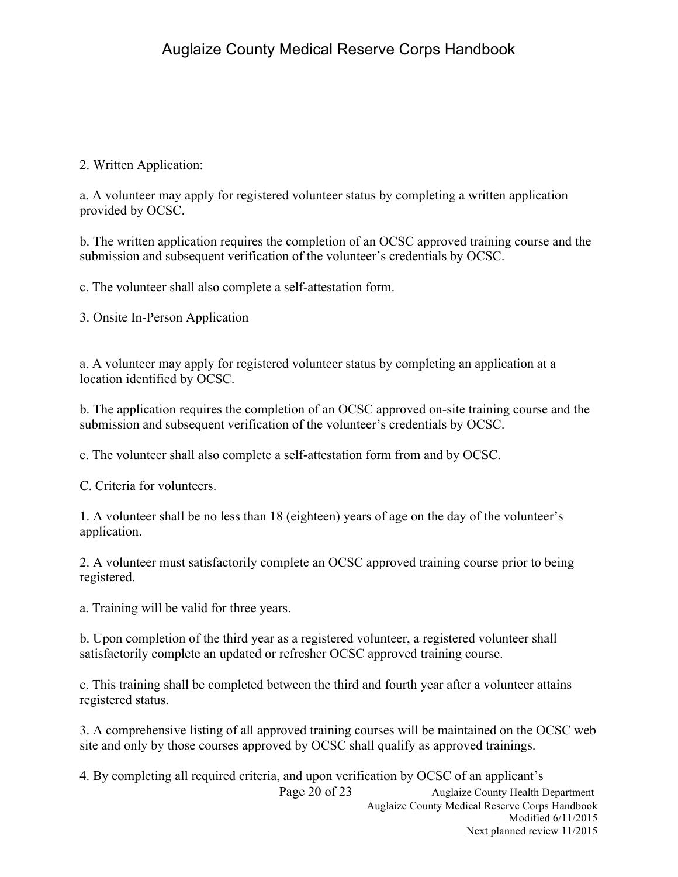2. Written Application:

a. A volunteer may apply for registered volunteer status by completing a written application provided by OCSC.

b. The written application requires the completion of an OCSC approved training course and the submission and subsequent verification of the volunteer's credentials by OCSC.

c. The volunteer shall also complete a self-attestation form.

3. Onsite In-Person Application

a. A volunteer may apply for registered volunteer status by completing an application at a location identified by OCSC.

b. The application requires the completion of an OCSC approved on-site training course and the submission and subsequent verification of the volunteer's credentials by OCSC.

c. The volunteer shall also complete a self-attestation form from and by OCSC.

C. Criteria for volunteers.

1. A volunteer shall be no less than 18 (eighteen) years of age on the day of the volunteer's application.

2. A volunteer must satisfactorily complete an OCSC approved training course prior to being registered.

a. Training will be valid for three years.

b. Upon completion of the third year as a registered volunteer, a registered volunteer shall satisfactorily complete an updated or refresher OCSC approved training course.

c. This training shall be completed between the third and fourth year after a volunteer attains registered status.

3. A comprehensive listing of all approved training courses will be maintained on the OCSC web site and only by those courses approved by OCSC shall qualify as approved trainings.

4. By completing all required criteria, and upon verification by OCSC of an applicant's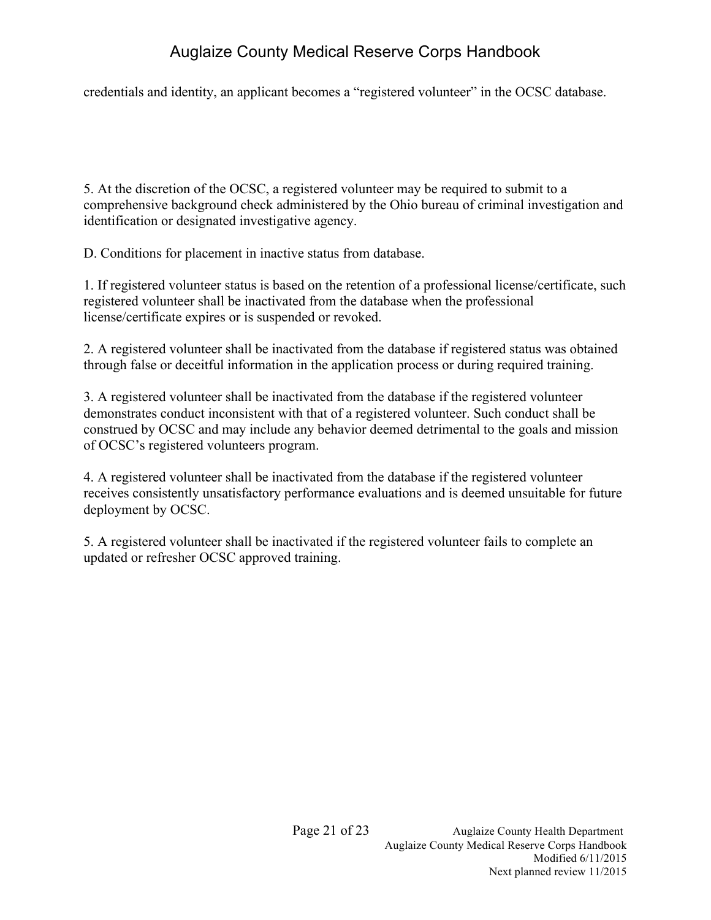credentials and identity, an applicant becomes a "registered volunteer" in the OCSC database.

5. At the discretion of the OCSC, a registered volunteer may be required to submit to a comprehensive background check administered by the Ohio bureau of criminal investigation and identification or designated investigative agency.

D. Conditions for placement in inactive status from database.

1. If registered volunteer status is based on the retention of a professional license/certificate, such registered volunteer shall be inactivated from the database when the professional license/certificate expires or is suspended or revoked.

2. A registered volunteer shall be inactivated from the database if registered status was obtained through false or deceitful information in the application process or during required training.

3. A registered volunteer shall be inactivated from the database if the registered volunteer demonstrates conduct inconsistent with that of a registered volunteer. Such conduct shall be construed by OCSC and may include any behavior deemed detrimental to the goals and mission of OCSC's registered volunteers program.

4. A registered volunteer shall be inactivated from the database if the registered volunteer receives consistently unsatisfactory performance evaluations and is deemed unsuitable for future deployment by OCSC.

5. A registered volunteer shall be inactivated if the registered volunteer fails to complete an updated or refresher OCSC approved training.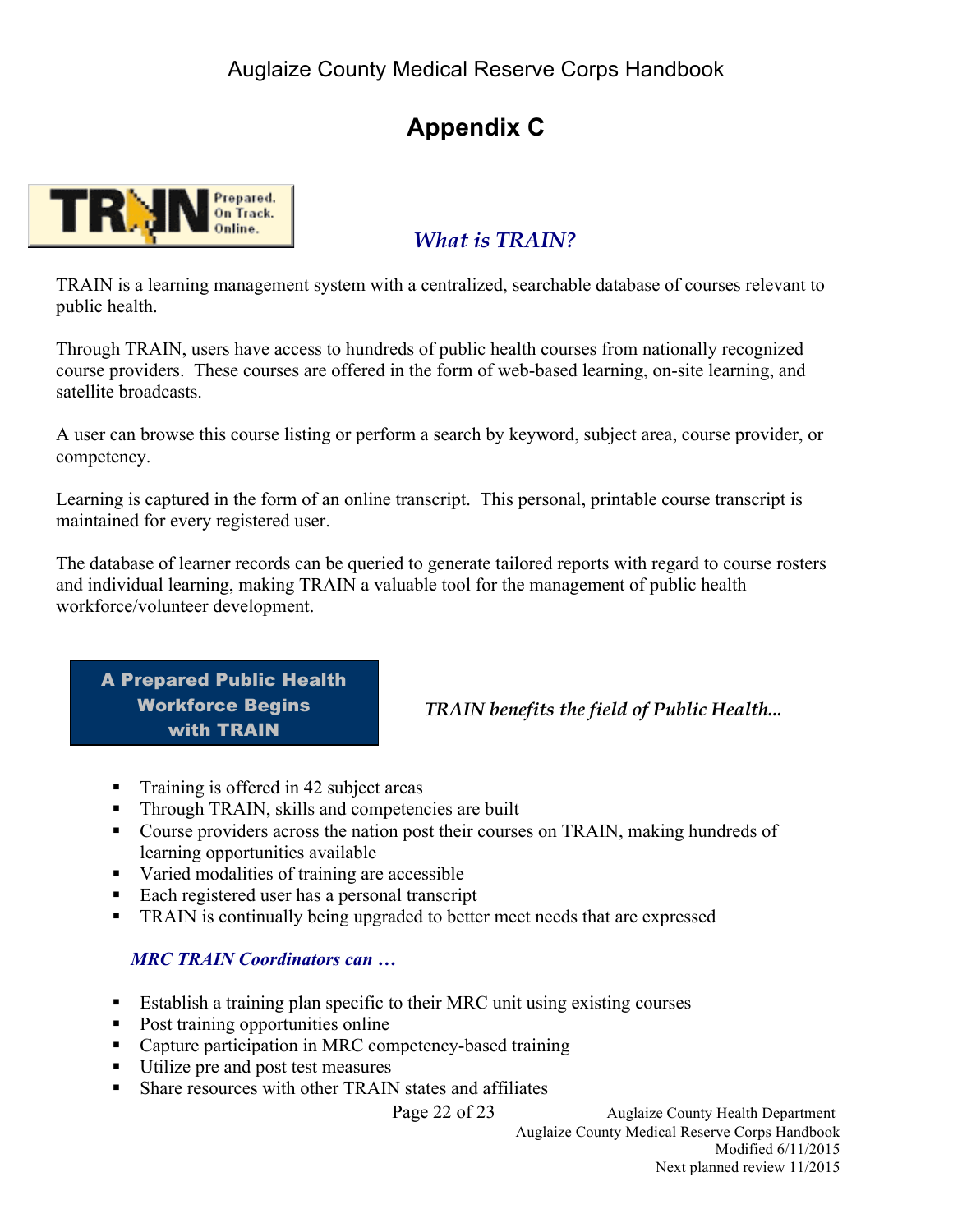# Appendix C

## *What is TRAIN?*

TRAIN is a learning management system with a centralized, searchable database of courses relevant to public health.

Through TRAIN, users have access to hundreds of public health courses from nationally recognized course providers. These courses are offered in the form of web-based learning, on-site learning, and satellite broadcasts.

A user can browse this course listing or perform a search by keyword, subject area, course provider, or competency.

Learning is captured in the form of an online transcript. This personal, printable course transcript is maintained for every registered user.

The database of learner records can be queried to generate tailored reports with regard to course rosters and individual learning, making TRAIN a valuable tool for the management of public health workforce/volunteer development.

**A Prepared Public Health Workforce Begins with TRAIN**

***TRAIN benefits the field of Public Health...***

- Training is offered in 42 subject areas
- Through TRAIN, skills and competencies are built
- Course providers across the nation post their courses on TRAIN, making hundreds of learning opportunities available
- Varied modalities of training are accessible
- Each registered user has a personal transcript
- TRAIN is continually being upgraded to better meet needs that are expressed

***MRC TRAIN Coordinators can …***

- Establish a training plan specific to their MRC unit using existing courses
- Post training opportunities online
- Capture participation in MRC competency-based training
- Utilize pre and post test measures
- Share resources with other TRAIN states and affiliates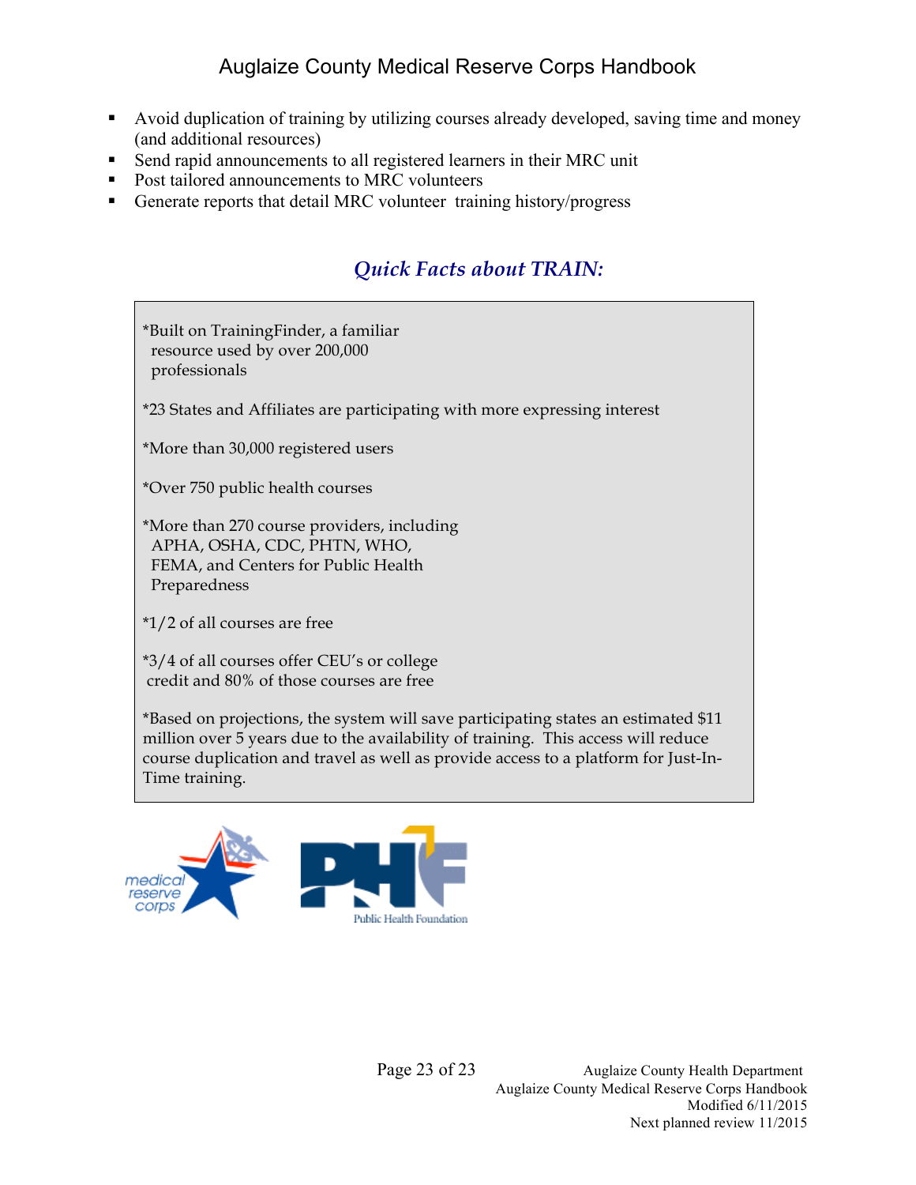- Avoid duplication of training by utilizing courses already developed, saving time and money (and additional resources)
- Send rapid announcements to all registered learners in their MRC unit
- Post tailored announcements to MRC volunteers
- Generate reports that detail MRC volunteer training history/progress

## *Quick Facts about TRAIN:*

*Built on TrainingFinder, a familiar resource used by over 200,000 professionals

*23 States and Affiliates are participating with more expressing interest

*More than 30,000 registered users

*Over 750 public health courses

*More than 270 course providers, including APHA, OSHA, CDC, PHTN, WHO, FEMA, and Centers for Public Health Preparedness

*1/2 of all courses are free

*3/4 of all courses offer CEU's or college credit and 80% of those courses are free

*Based on projections, the system will save participating states an estimated $11 million over 5 years due to the availability of training. This access will reduce course duplication and travel as well as provide access to a platform for Just-In-Time training.

medical reserve corps

Public Health Foundation